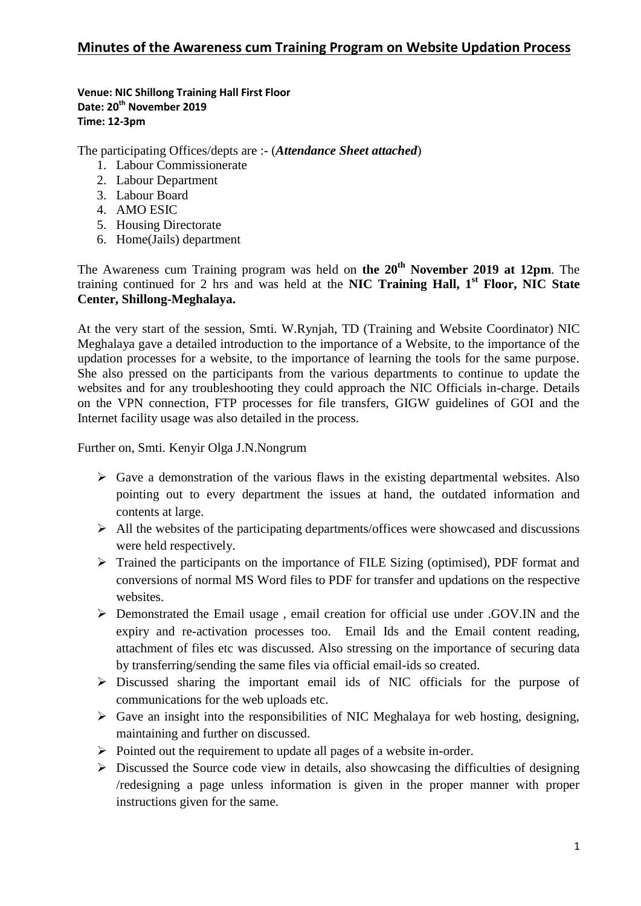# Minutes of the Awareness cum Training Program on Website Updation Process

**Venue: NIC Shillong Training Hall First Floor**
**Date: 20th November 2019**
**Time: 12-3pm**

The participating Offices/depts are :- (***Attendance Sheet attached***)

1. Labour Commissionerate
2. Labour Department
3. Labour Board
4. AMO ESIC
5. Housing Directorate
6. Home(Jails) department

The Awareness cum Training program was held on **the 20th November 2019 at 12pm**. The training continued for 2 hrs and was held at the **NIC Training Hall, 1st Floor, NIC State Center, Shillong-Meghalaya.**

At the very start of the session, Smti. W.Rynjah, TD (Training and Website Coordinator) NIC Meghalaya gave a detailed introduction to the importance of a Website, to the importance of the updation processes for a website, to the importance of learning the tools for the same purpose. She also pressed on the participants from the various departments to continue to update the websites and for any troubleshooting they could approach the NIC Officials in-charge. Details on the VPN connection, FTP processes for file transfers, GIGW guidelines of GOI and the Internet facility usage was also detailed in the process.

Further on, Smti. Kenyir Olga J.N.Nongrum

- Gave a demonstration of the various flaws in the existing departmental websites. Also pointing out to every department the issues at hand, the outdated information and contents at large.
- All the websites of the participating departments/offices were showcased and discussions were held respectively.
- Trained the participants on the importance of FILE Sizing (optimised), PDF format and conversions of normal MS Word files to PDF for transfer and updations on the respective websites.
- Demonstrated the Email usage , email creation for official use under .GOV.IN and the expiry and re-activation processes too. Email Ids and the Email content reading, attachment of files etc was discussed. Also stressing on the importance of securing data by transferring/sending the same files via official email-ids so created.
- Discussed sharing the important email ids of NIC officials for the purpose of communications for the web uploads etc.
- Gave an insight into the responsibilities of NIC Meghalaya for web hosting, designing, maintaining and further on discussed.
- Pointed out the requirement to update all pages of a website in-order.
- Discussed the Source code view in details, also showcasing the difficulties of designing /redesigning a page unless information is given in the proper manner with proper instructions given for the same.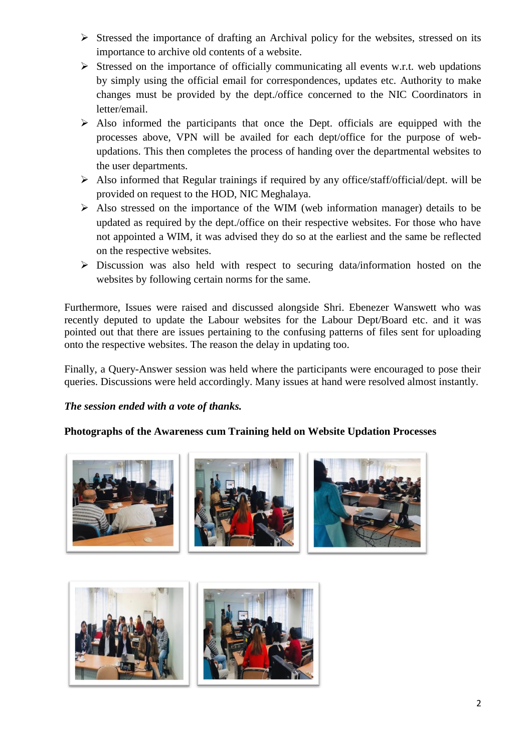- Stressed the importance of drafting an Archival policy for the websites, stressed on its importance to archive old contents of a website.
- Stressed on the importance of officially communicating all events w.r.t. web updations by simply using the official email for correspondences, updates etc. Authority to make changes must be provided by the dept./office concerned to the NIC Coordinators in letter/email.
- Also informed the participants that once the Dept. officials are equipped with the processes above, VPN will be availed for each dept/office for the purpose of web-updations. This then completes the process of handing over the departmental websites to the user departments.
- Also informed that Regular trainings if required by any office/staff/official/dept. will be provided on request to the HOD, NIC Meghalaya.
- Also stressed on the importance of the WIM (web information manager) details to be updated as required by the dept./office on their respective websites. For those who have not appointed a WIM, it was advised they do so at the earliest and the same be reflected on the respective websites.
- Discussion was also held with respect to securing data/information hosted on the websites by following certain norms for the same.

Furthermore, Issues were raised and discussed alongside Shri. Ebenezer Wanswett who was recently deputed to update the Labour websites for the Labour Dept/Board etc. and it was pointed out that there are issues pertaining to the confusing patterns of files sent for uploading onto the respective websites. The reason the delay in updating too.

Finally, a Query-Answer session was held where the participants were encouraged to pose their queries. Discussions were held accordingly. Many issues at hand were resolved almost instantly.

***The session ended with a vote of thanks.***

**Photographs of the Awareness cum Training held on Website Updation Processes**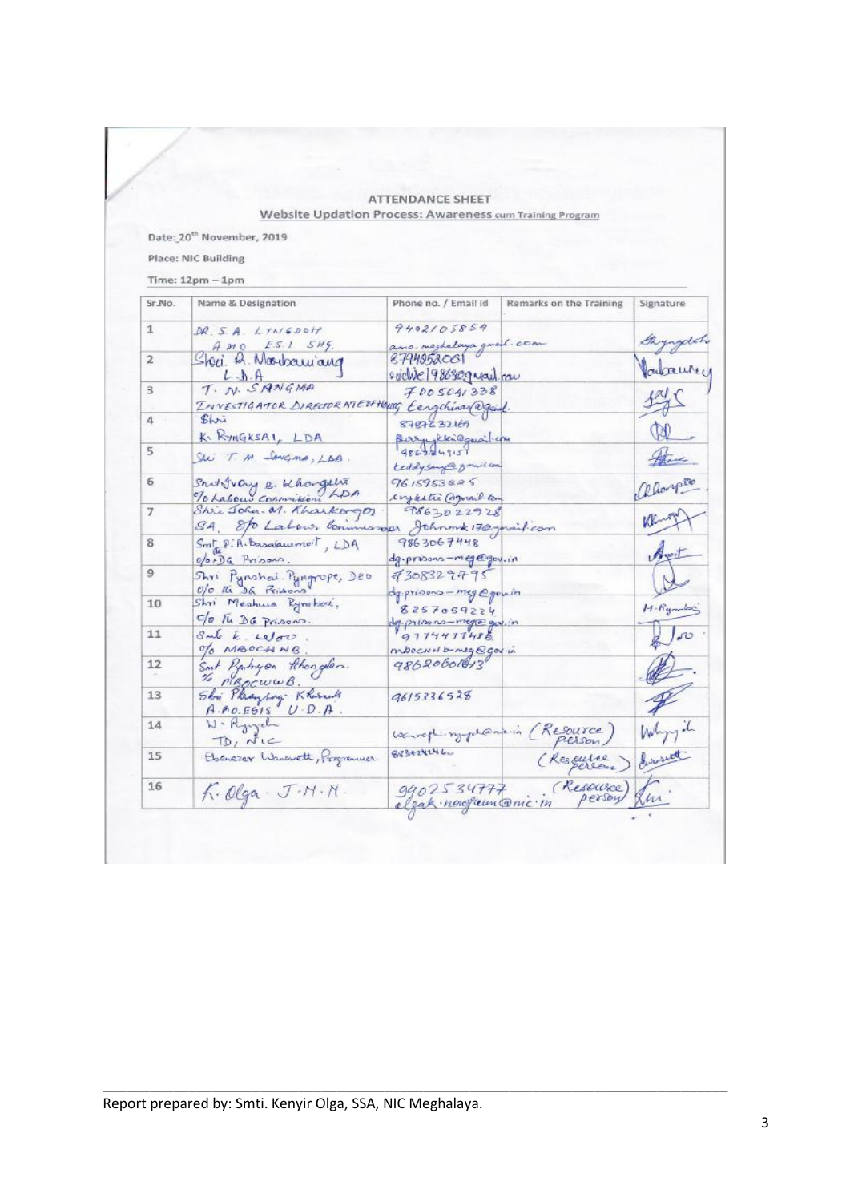# ATTENDANCE SHEET

## Website Updation Process: Awareness cum Training Program

Date: 20th November, 2019

Place: NIC Building

Time: 12pm – 1pm

| Sr.No. | Name & Designation | Phone no. / Email id | Remarks on the Training | Signature |
|---|---|---|---|---|
| 1 | DR. S.A. LYNGDOH A.M.O E.S.I SHG. | 9402105854 amo.meghalaya gmail.com | | Lyngdoh |
| 2 | Shri. R. Marbaniang L.D.A | 8794858061 sdchle1986@gmail.com | | Marbaniang |
| 3 | T. N. SANGMA INVESTIGATOR DIRECTORATE OF HOUSING | 7005041338 tengchinas@gmail. | | |
| 4 | Shri K. RYNGKSAI, LDA | 8787832169 | | |
| 5 | Shri T.M. Sangma, LDA. | 9862249157 teddysang@gmail.com | | |
| 6 | Smti Ivory B. Khongwir LDA o/o Labour Commission | 9615953825 | | Khongwir |
| 7 | Shri John. M. Kharkongor SA, o/o Labour Commissioner | 9863022928 Johnmk17@gmail.com | | |
| 8 | Smt. P.A. Basaiawmoit, LDA o/o DG Prisons. | 9863067448 dg.prisons-meg@gov.in | | |
| 9 | Shri Pynshai Pyngrope, DEO o/o the DG Prisons | 7308329795 dg.prisons-meg@gov.in | | |
| 10 | Shri Meshwa Rymbai, c/o the DG Prisons. | 8257059224 dg.prisons-meg@gov.in | | M.Rymbai |
| 11 | Smti L. Laloo o/o MBOCWWB | 9774477485 mbocwwb-meg@gov.in | | |
| 12 | Smt Pyntngen Rhongdar. o/o MBOCWWB. | 9862060413 | | |
| 13 | Shri Phrangsng Kharumnuid A.M.O. ESIS U.D.A. | 9615336528 | | |
| 14 | W. Ryngah TD, NIC | wanrepli.ryngah@nic.in | (Resource person) | Wryngah |
| 15 | Ebenezer Warswett, Programmer | 8837242460 | (Resource person) | Ewarswett |
| 16 | K. Olga J.M.N. | 9402534777 olgak.nongrum@nic.in | (Resource person) | |

Report prepared by: Smti. Kenyir Olga, SSA, NIC Meghalaya.